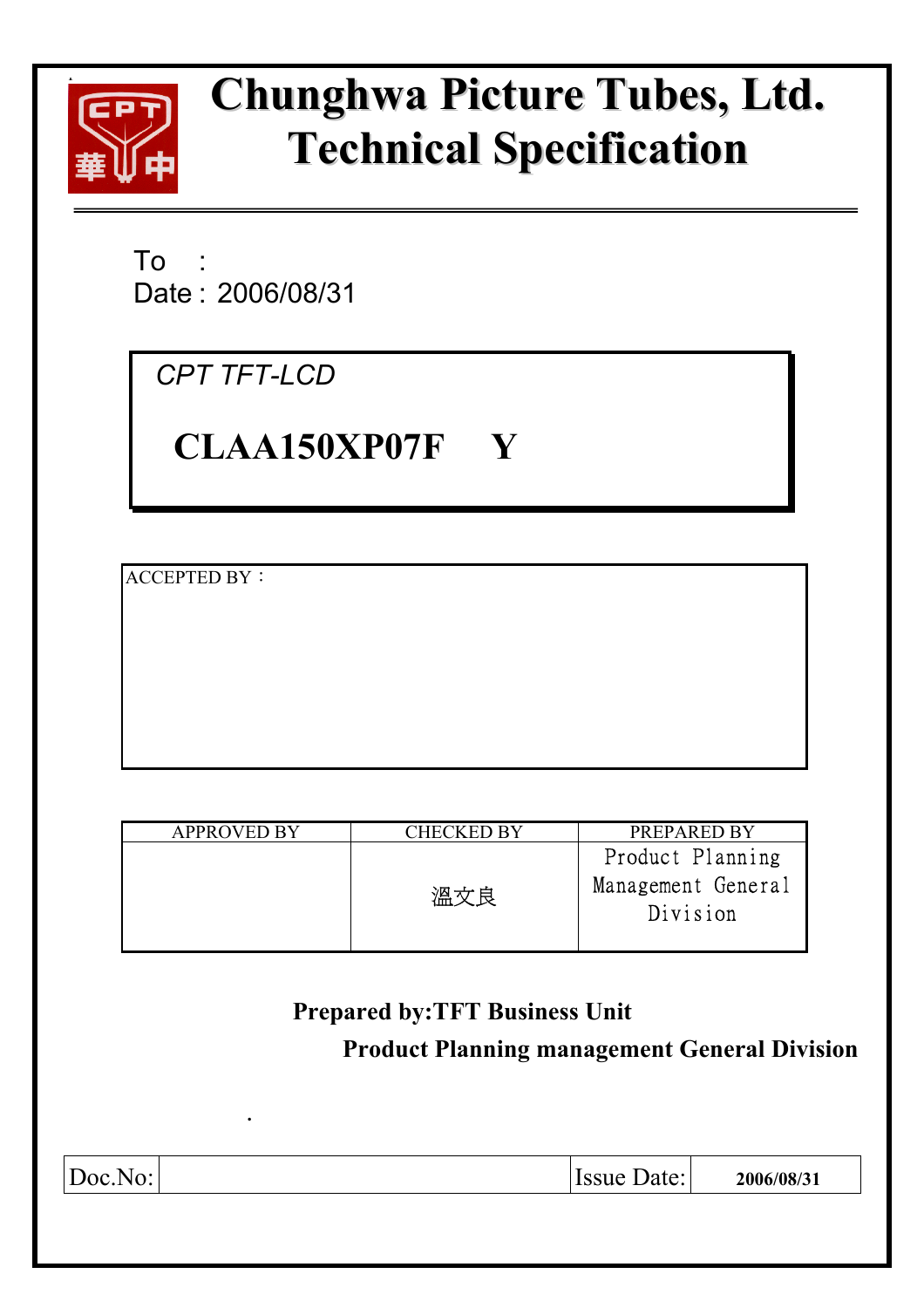# Chunghwa Picture Tubes, Ltd.
# Technical Specification

To　:

Date : 2006/08/31

*CPT TFT-LCD*

**CLAA150XP07F　　Y**

ACCEPTED BY：

| APPROVED BY | CHECKED BY | PREPARED BY |
|---|---|---|
| | 溫文良 | Product Planning Management General Division |

**Prepared by:TFT Business Unit**

**Product Planning management General Division**

| Doc.No: | | Issue Date: | 2006/08/31 |
|---|---|---|---|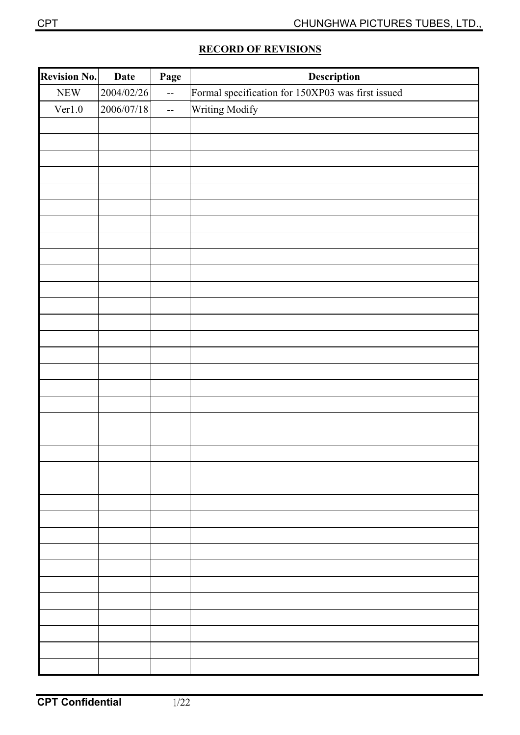## RECORD OF REVISIONS

| Revision No. | Date | Page | Description |
|---|---|---|---|
| NEW | 2004/02/26 | -- | Formal specification for 150XP03 was first issued |
| Ver1.0 | 2006/07/18 | -- | Writing Modify |
| | | | |
| | | | |
| | | | |
| | | | |
| | | | |
| | | | |
| | | | |
| | | | |
| | | | |
| | | | |
| | | | |
| | | | |
| | | | |
| | | | |
| | | | |
| | | | |
| | | | |
| | | | |
| | | | |
| | | | |
| | | | |
| | | | |
| | | | |
| | | | |
| | | | |
| | | | |
| | | | |
| | | | |
| | | | |
| | | | |
| | | | |
| | | | |
| | | | |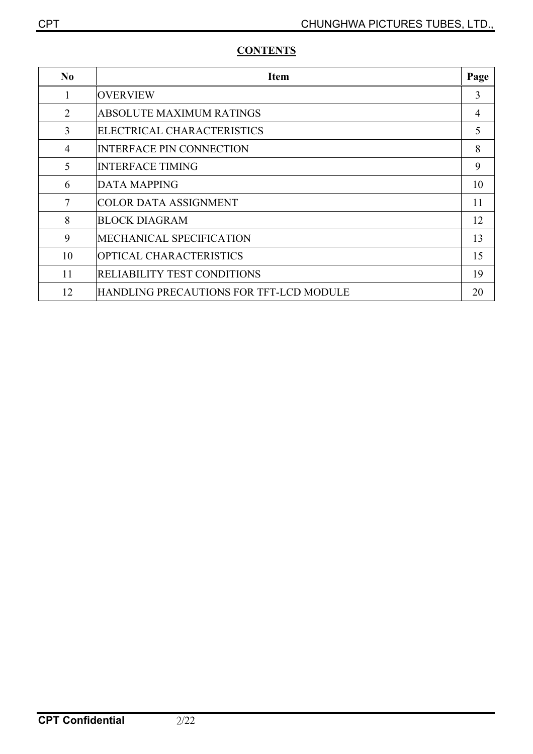**CONTENTS**

| No | Item | Page |
|---|---|---|
| 1 | OVERVIEW | 3 |
| 2 | ABSOLUTE MAXIMUM RATINGS | 4 |
| 3 | ELECTRICAL CHARACTERISTICS | 5 |
| 4 | INTERFACE PIN CONNECTION | 8 |
| 5 | INTERFACE TIMING | 9 |
| 6 | DATA MAPPING | 10 |
| 7 | COLOR DATA ASSIGNMENT | 11 |
| 8 | BLOCK DIAGRAM | 12 |
| 9 | MECHANICAL SPECIFICATION | 13 |
| 10 | OPTICAL CHARACTERISTICS | 15 |
| 11 | RELIABILITY TEST CONDITIONS | 19 |
| 12 | HANDLING PRECAUTIONS FOR TFT-LCD MODULE | 20 |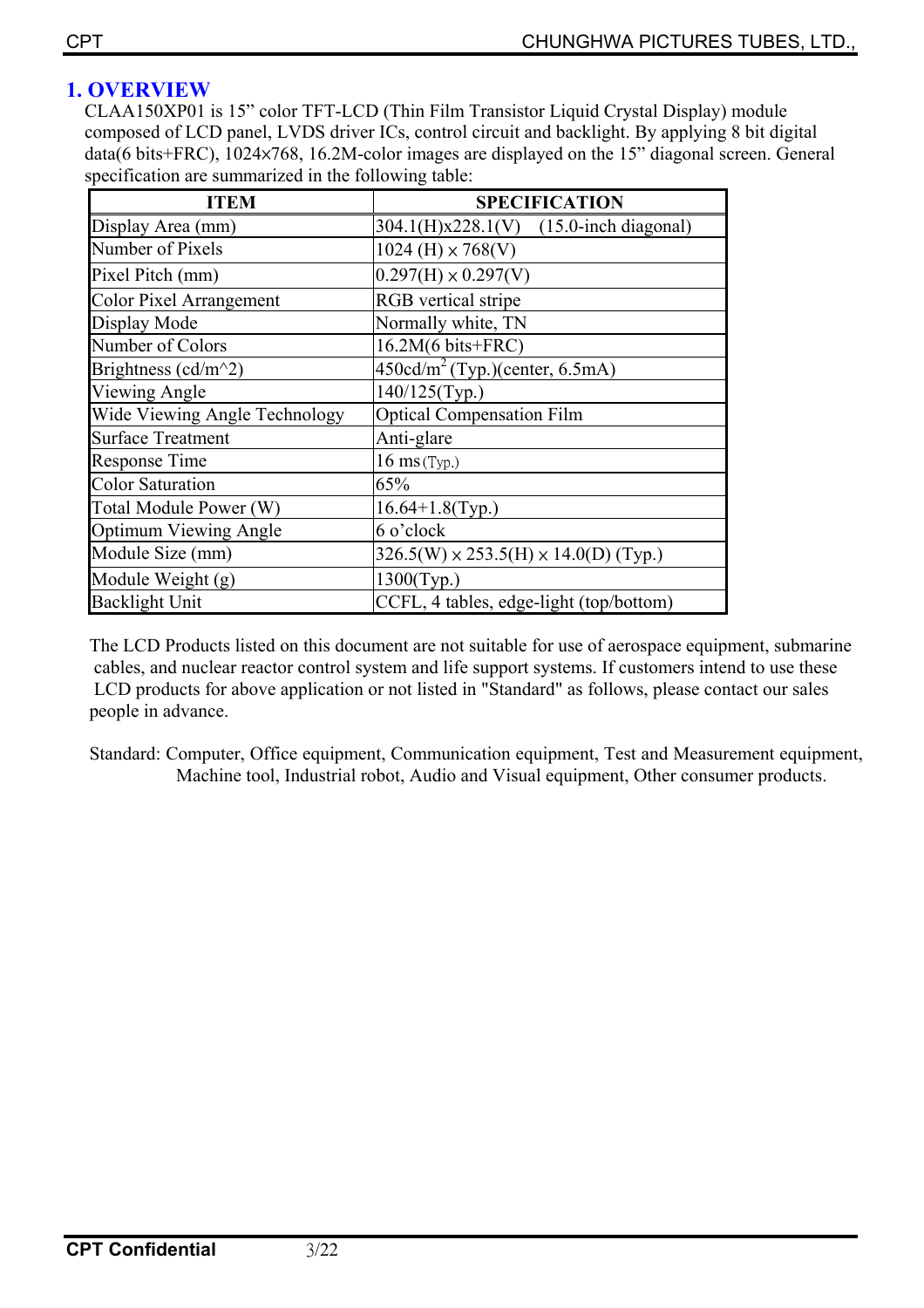# 1. OVERVIEW

CLAA150XP01 is 15" color TFT-LCD (Thin Film Transistor Liquid Crystal Display) module composed of LCD panel, LVDS driver ICs, control circuit and backlight. By applying 8 bit digital data(6 bits+FRC), 1024×768, 16.2M-color images are displayed on the 15" diagonal screen. General specification are summarized in the following table:

| ITEM | SPECIFICATION |
|---|---|
| Display Area (mm) | 304.1(H)x228.1(V) (15.0-inch diagonal) |
| Number of Pixels | 1024 (H) × 768(V) |
| Pixel Pitch (mm) | 0.297(H) × 0.297(V) |
| Color Pixel Arrangement | RGB vertical stripe |
| Display Mode | Normally white, TN |
| Number of Colors | 16.2M(6 bits+FRC) |
| Brightness (cd/m^2) | 450cd/$m^2$ (Typ.)(center, 6.5mA) |
| Viewing Angle | 140/125(Typ.) |
| Wide Viewing Angle Technology | Optical Compensation Film |
| Surface Treatment | Anti-glare |
| Response Time | 16 ms (Typ.) |
| Color Saturation | 65% |
| Total Module Power (W) | 16.64+1.8(Typ.) |
| Optimum Viewing Angle | 6 o'clock |
| Module Size (mm) | 326.5(W) × 253.5(H) × 14.0(D) (Typ.) |
| Module Weight (g) | 1300(Typ.) |
| Backlight Unit | CCFL, 4 tables, edge-light (top/bottom) |

The LCD Products listed on this document are not suitable for use of aerospace equipment, submarine cables, and nuclear reactor control system and life support systems. If customers intend to use these LCD products for above application or not listed in "Standard" as follows, please contact our sales people in advance.

Standard: Computer, Office equipment, Communication equipment, Test and Measurement equipment, Machine tool, Industrial robot, Audio and Visual equipment, Other consumer products.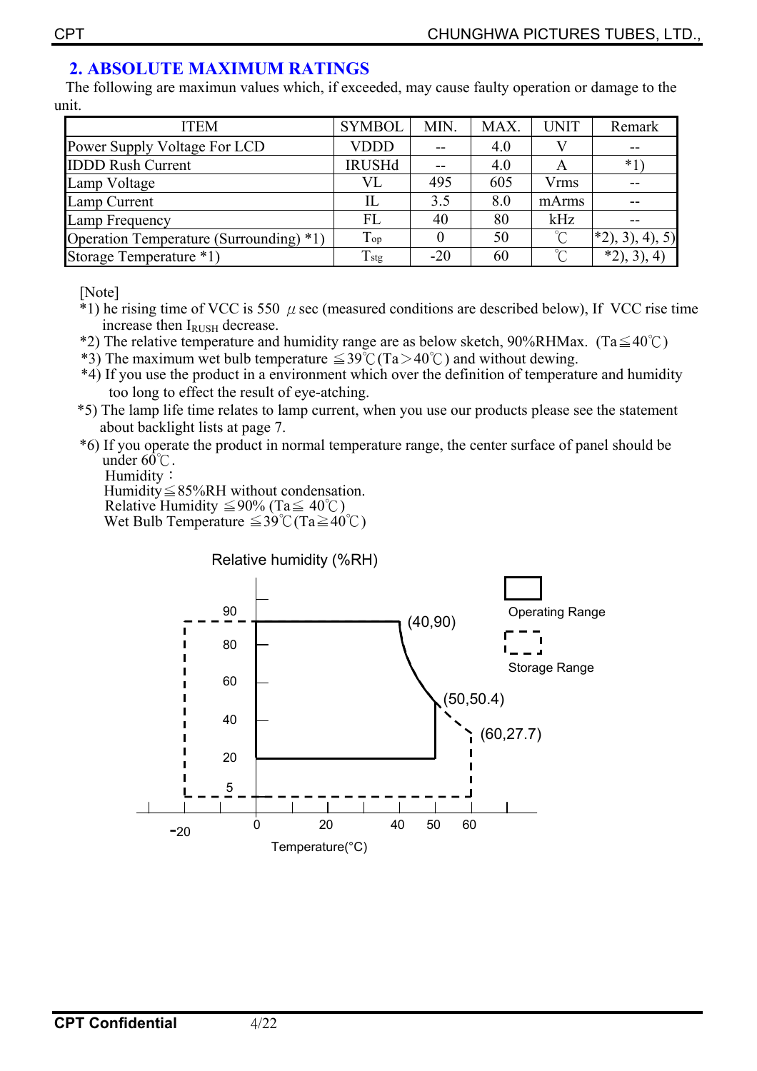## 2. ABSOLUTE MAXIMUM RATINGS

The following are maximun values which, if exceeded, may cause faulty operation or damage to the unit.

| ITEM | SYMBOL | MIN. | MAX. | UNIT | Remark |
|---|---|---|---|---|---|
| Power Supply Voltage For LCD | VDDD | -- | 4.0 | V | -- |
| IDDD Rush Current | IRUSHd | -- | 4.0 | A | *1) |
| Lamp Voltage | VL | 495 | 605 | Vrms | -- |
| Lamp Current | IL | 3.5 | 8.0 | mArms | -- |
| Lamp Frequency | FL | 40 | 80 | kHz | -- |
| Operation Temperature (Surrounding) *1) | $T_{op}$ | 0 | 50 | ℃ | *2), 3), 4), 5) |
| Storage Temperature *1) | $T_{stg}$ | -20 | 60 | ℃ | *2), 3), 4) |

[Note]

*1) he rising time of VCC is 550 μsec (measured conditions are described below), If VCC rise time increase then $I_{RUSH}$ decrease.

*2) The relative temperature and humidity range are as below sketch, 90%RHMax. (Ta≦40℃)

*3) The maximum wet bulb temperature ≦39℃(Ta＞40℃) and without dewing.

*4) If you use the product in a environment which over the definition of temperature and humidity too long to effect the result of eye-atching.

*5) The lamp life time relates to lamp current, when you use our products please see the statement about backlight lists at page 7.

*6) If you operate the product in normal temperature range, the center surface of panel should be under 60℃.
Humidity：
Humidity≦85%RH without condensation.
Relative Humidity ≦90% (Ta≦ 40℃)
Wet Bulb Temperature ≦39℃(Ta≧40℃)

Relative humidity (%RH)

Operating Range

Storage Range

(40,90)

(50,50.4)

(60,27.7)

Temperature(°C)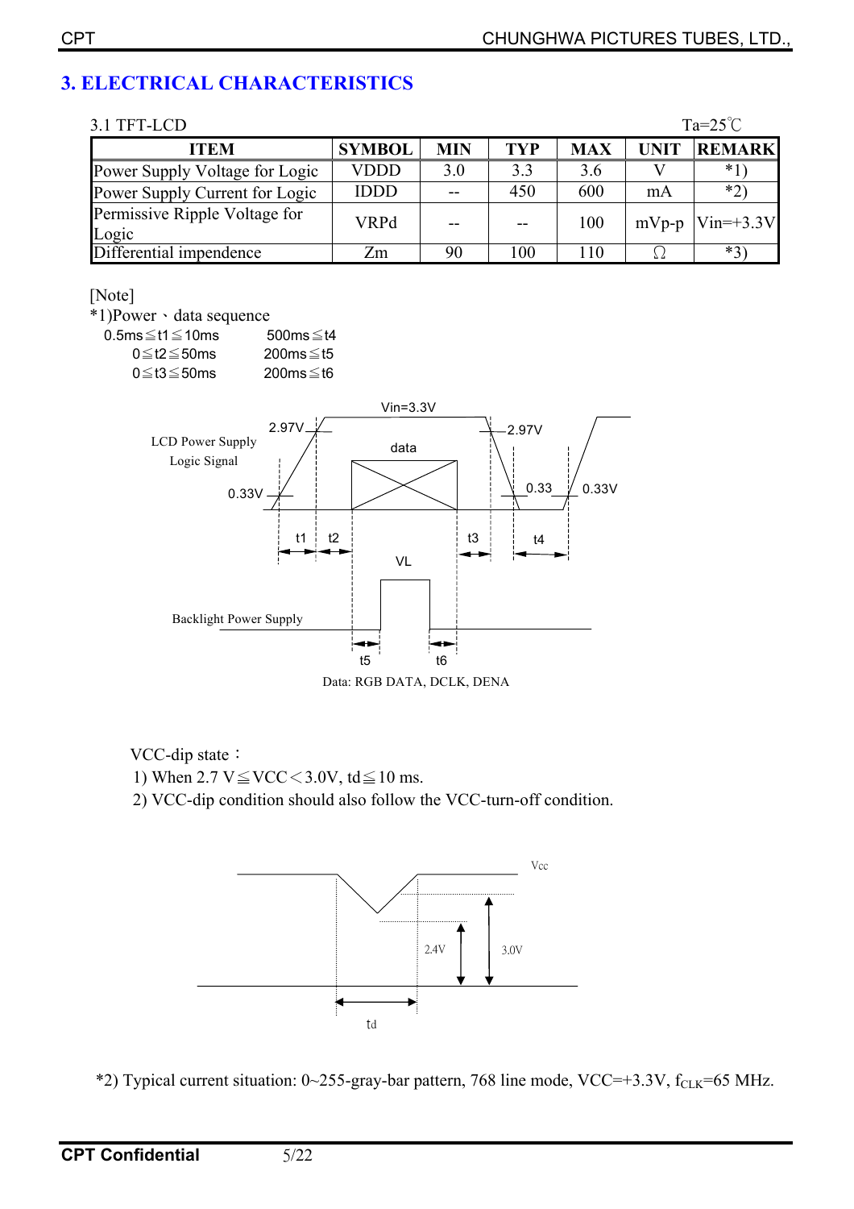## 3. ELECTRICAL CHARACTERISTICS

3.1 TFT-LCD

Ta=25℃

| ITEM | SYMBOL | MIN | TYP | MAX | UNIT | REMARK |
|---|---|---|---|---|---|---|
| Power Supply Voltage for Logic | VDDD | 3.0 | 3.3 | 3.6 | V | *1) |
| Power Supply Current for Logic | IDDD | -- | 450 | 600 | mA | *2) |
| Permissive Ripple Voltage for Logic | VRPd | -- | -- | 100 | mVp-p | Vin=+3.3V |
| Differential impendence | Zm | 90 | 100 | 110 | Ω | *3) |

[Note]

*1)Power、data sequence

0.5ms≦t1≦10ms　　500ms≦t4

0≦t2≦50ms　　200ms≦t5

0≦t3≦50ms　　200ms≦t6

Vin=3.3V

LCD Power Supply Logic Signal

2.97V　data　2.97V

0.33V　0.33　0.33V

t1　t2　t3　t4

VL

Backlight Power Supply

t5　t6

Data: RGB DATA, DCLK, DENA

VCC-dip state：

1) When 2.7 V≦VCC＜3.0V, td≦10 ms.
2) VCC-dip condition should also follow the VCC-turn-off condition.

Vcc

2.4V　3.0V

td

*2) Typical current situation: 0~255-gray-bar pattern, 768 line mode, VCC=+3.3V, $f_{CLK}$=65 MHz.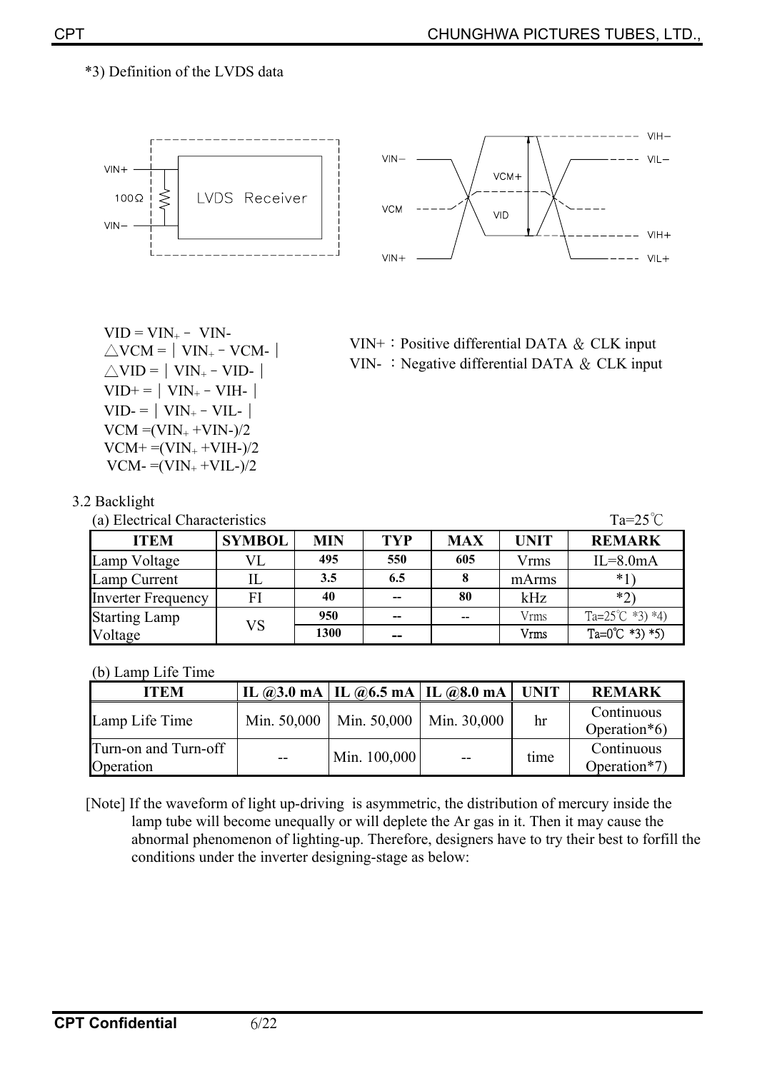*3) Definition of the LVDS data

$VID = VIN_+ - VIN-$
$\triangle VCM = | VIN_+ - VCM- |$
$\triangle VID = | VIN_+ - VID- |$
$VID+ = | VIN_+ - VIH- |$
$VID- = | VIN_+ - VIL- |$
$VCM = (VIN_+ + VIN-)/2$
$VCM+ = (VIN_+ + VIH-)/2$
$VCM- = (VIN_+ + VIL-)/2$

VIN+：Positive differential DATA ＆ CLK input
VIN- ：Negative differential DATA ＆ CLK input

3.2 Backlight

(a) Electrical Characteristics Ta=25℃

| ITEM | SYMBOL | MIN | TYP | MAX | UNIT | REMARK |
|---|---|---|---|---|---|---|
| Lamp Voltage | VL | 495 | 550 | 605 | Vrms | IL=8.0mA |
| Lamp Current | IL | 3.5 | 6.5 | 8 | mArms | *1) |
| Inverter Frequency | FI | 40 | -- | 80 | kHz | *2) |
| Starting Lamp Voltage | VS | 950 | -- | -- | Vrms | Ta=25℃ *3) *4) |
| | | 1300 | -- | | Vrms | Ta=0℃ *3) *5) |

(b) Lamp Life Time

| ITEM | IL @3.0 mA | IL @6.5 mA | IL @8.0 mA | UNIT | REMARK |
|---|---|---|---|---|---|
| Lamp Life Time | Min. 50,000 | Min. 50,000 | Min. 30,000 | hr | Continuous Operation*6) |
| Turn-on and Turn-off Operation | -- | Min. 100,000 | -- | time | Continuous Operation*7) |

[Note] If the waveform of light up-driving is asymmetric, the distribution of mercury inside the lamp tube will become unequally or will deplete the Ar gas in it. Then it may cause the abnormal phenomenon of lighting-up. Therefore, designers have to try their best to forfill the conditions under the inverter designing-stage as below: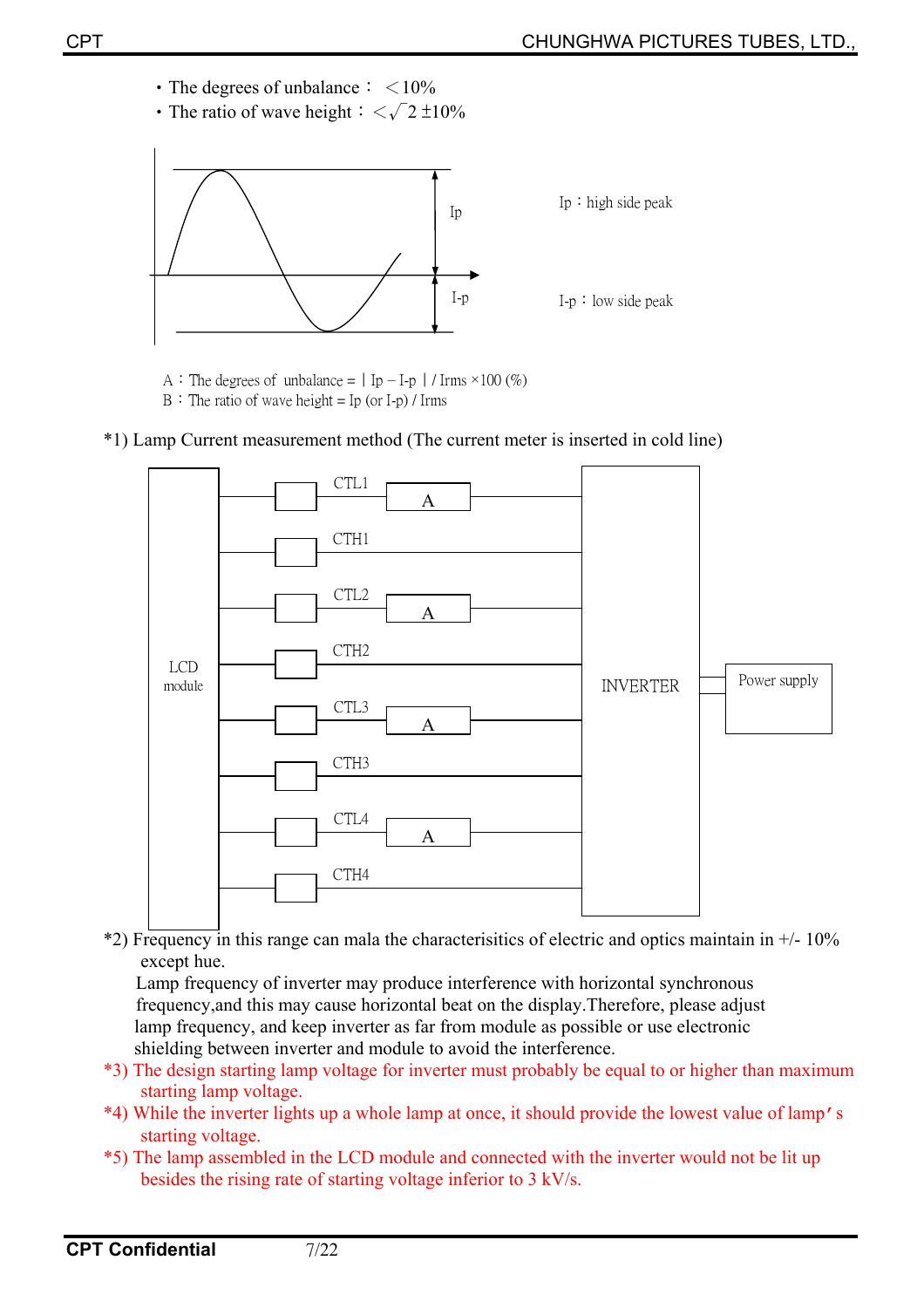- The degrees of unbalance： ＜10%
- The ratio of wave height：＜$\sqrt{2}$ ±10%

Ip：high side peak

I-p：low side peak

A：The degrees of unbalance = | Ip – I-p | / Irms ×100 (%)
B：The ratio of wave height = Ip (or I-p) / Irms

*1) Lamp Current measurement method (The current meter is inserted in cold line)

*2) Frequency in this range can mala the characterisitics of electric and optics maintain in +/- 10% except hue.
Lamp frequency of inverter may produce interference with horizontal synchronous frequency,and this may cause horizontal beat on the display.Therefore, please adjust lamp frequency, and keep inverter as far from module as possible or use electronic shielding between inverter and module to avoid the interference.

*3) The design starting lamp voltage for inverter must probably be equal to or higher than maximum starting lamp voltage.

*4) While the inverter lights up a whole lamp at once, it should provide the lowest value of lamp's starting voltage.

*5) The lamp assembled in the LCD module and connected with the inverter would not be lit up besides the rising rate of starting voltage inferior to 3 kV/s.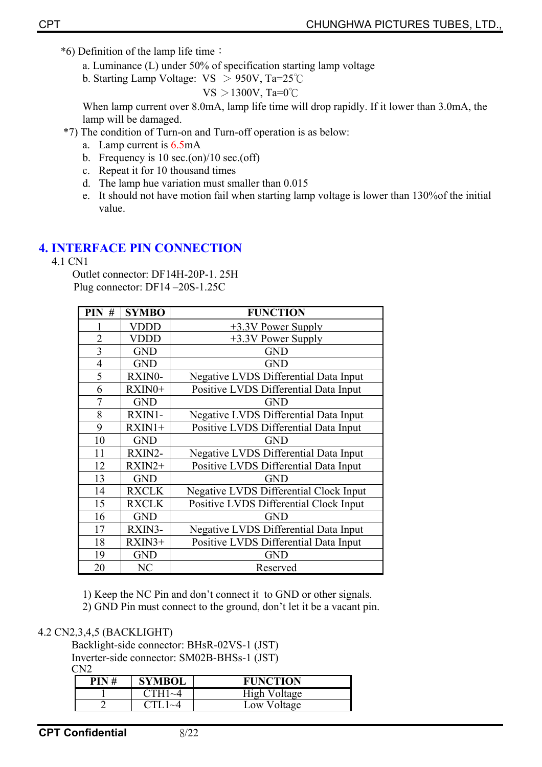*6) Definition of the lamp life time：

a. Luminance (L) under 50% of specification starting lamp voltage

b. Starting Lamp Voltage: VS ＞ 950V, Ta=25℃

VS ＞1300V, Ta=0℃

When lamp current over 8.0mA, lamp life time will drop rapidly. If it lower than 3.0mA, the lamp will be damaged.

*7) The condition of Turn-on and Turn-off operation is as below:

a. Lamp current is 6.5mA
b. Frequency is 10 sec.(on)/10 sec.(off)
c. Repeat it for 10 thousand times
d. The lamp hue variation must smaller than 0.015
e. It should not have motion fail when starting lamp voltage is lower than 130%of the initial value.

## 4. INTERFACE PIN CONNECTION

4.1 CN1

Outlet connector: DF14H-20P-1. 25H

Plug connector: DF14 –20S-1.25C

| PIN # | SYMBO | FUNCTION |
|---|---|---|
| 1 | VDDD | +3.3V Power Supply |
| 2 | VDDD | +3.3V Power Supply |
| 3 | GND | GND |
| 4 | GND | GND |
| 5 | RXIN0- | Negative LVDS Differential Data Input |
| 6 | RXIN0+ | Positive LVDS Differential Data Input |
| 7 | GND | GND |
| 8 | RXIN1- | Negative LVDS Differential Data Input |
| 9 | RXIN1+ | Positive LVDS Differential Data Input |
| 10 | GND | GND |
| 11 | RXIN2- | Negative LVDS Differential Data Input |
| 12 | RXIN2+ | Positive LVDS Differential Data Input |
| 13 | GND | GND |
| 14 | RXCLK | Negative LVDS Differential Clock Input |
| 15 | RXCLK | Positive LVDS Differential Clock Input |
| 16 | GND | GND |
| 17 | RXIN3- | Negative LVDS Differential Data Input |
| 18 | RXIN3+ | Positive LVDS Differential Data Input |
| 19 | GND | GND |
| 20 | NC | Reserved |

1) Keep the NC Pin and don't connect it to GND or other signals.
2) GND Pin must connect to the ground, don't let it be a vacant pin.

4.2 CN2,3,4,5 (BACKLIGHT)

Backlight-side connector: BHsR-02VS-1 (JST)

Inverter-side connector: SM02B-BHSs-1 (JST)

CN2

| PIN # | SYMBOL | FUNCTION |
|---|---|---|
| 1 | CTH1~4 | High Voltage |
| 2 | CTL1~4 | Low Voltage |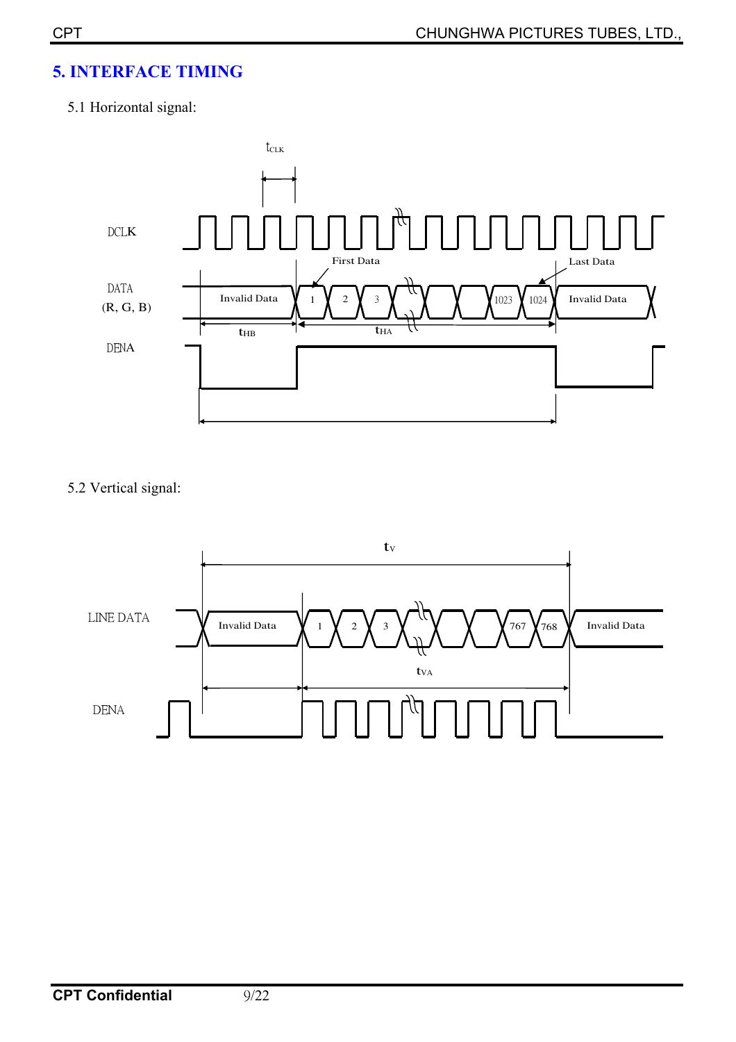# 5. INTERFACE TIMING

5.1 Horizontal signal:

$t_{CLK}$

DCLK

First Data

Last Data

DATA (R, G, B)

Invalid Data | 1 | 2 | 3 | 1023 | 1024 | Invalid Data

$t_{HB}$

$t_{HA}$

DENA

5.2 Vertical signal:

$t_V$

LINE DATA

Invalid Data | 1 | 2 | 3 | 767 | 768 | Invalid Data

$t_{VA}$

DENA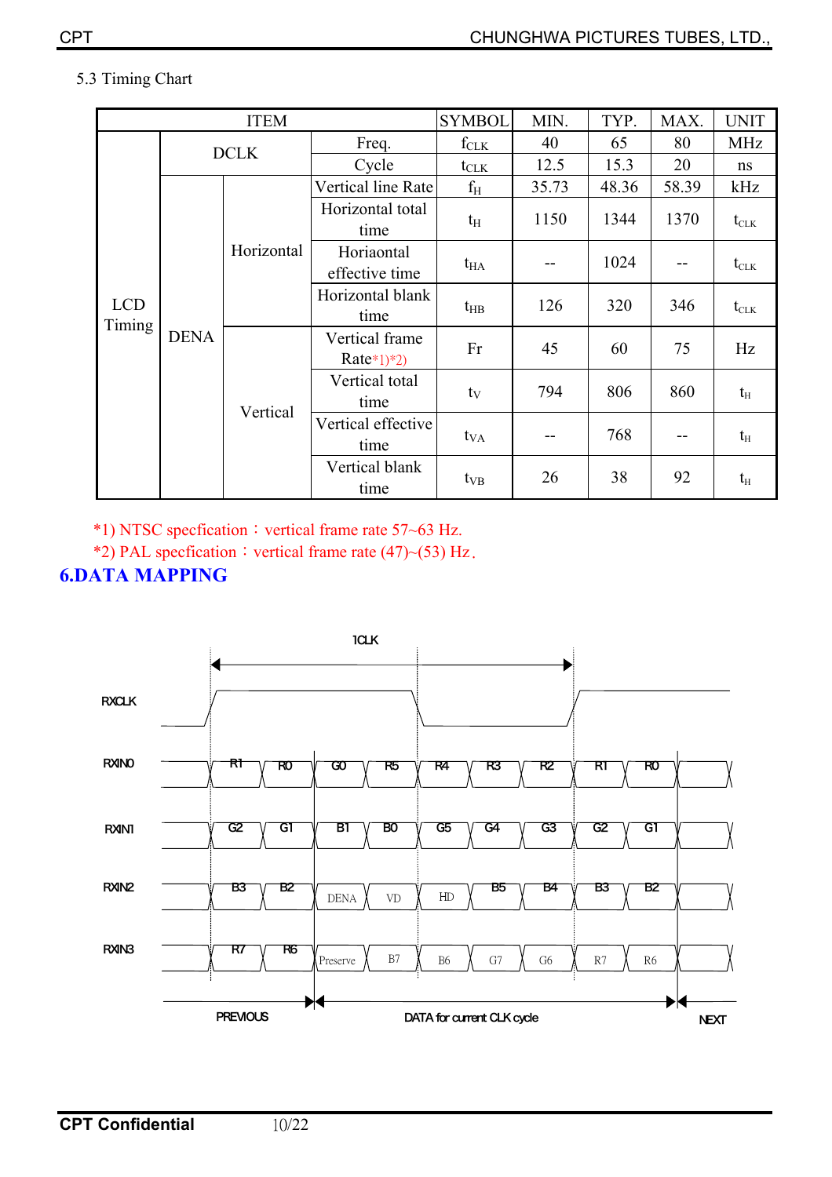5.3 Timing Chart

| ITEM | | | | SYMBOL | MIN. | TYP. | MAX. | UNIT |
|---|---|---|---|---|---|---|---|---|
| LCD Timing | DCLK | | Freq. | $f_{CLK}$ | 40 | 65 | 80 | MHz |
| | | | Cycle | $t_{CLK}$ | 12.5 | 15.3 | 20 | ns |
| | DENA | Horizontal | Vertical line Rate | $f_H$ | 35.73 | 48.36 | 58.39 | kHz |
| | | | Horizontal total time | $t_H$ | 1150 | 1344 | 1370 | $t_{CLK}$ |
| | | | Horiaontal effective time | $t_{HA}$ | -- | 1024 | -- | $t_{CLK}$ |
| | | | Horizontal blank time | $t_{HB}$ | 126 | 320 | 346 | $t_{CLK}$ |
| | | Vertical | Vertical frame Rate*1)*2) | Fr | 45 | 60 | 75 | Hz |
| | | | Vertical total time | $t_V$ | 794 | 806 | 860 | $t_H$ |
| | | | Vertical effective time | $t_{VA}$ | -- | 768 | -- | $t_H$ |
| | | | Vertical blank time | $t_{VB}$ | 26 | 38 | 92 | $t_H$ |

*1) NTSC specfication：vertical frame rate 57~63 Hz.

*2) PAL specfication：vertical frame rate (47)~(53) Hz.

## 6.DATA MAPPING

| Signal | PREVIOUS | | DATA for current CLK cycle | | | | | | | NEXT | |
|---|---|---|---|---|---|---|---|---|---|---|---|
| RXIN0 | R1 | R0 | G0 | R5 | R4 | R3 | R2 | R1 | R0 | | |
| RXIN1 | G2 | G1 | B1 | B0 | G5 | G4 | G3 | G2 | G1 | | |
| RXIN2 | B3 | B2 | DENA | VD | HD | B5 | B4 | B3 | B2 | | |
| RXIN3 | R7 | R6 | Preserve | B7 | B6 | G7 | G6 | R7 | R6 | | |

RXCLK: 1CLK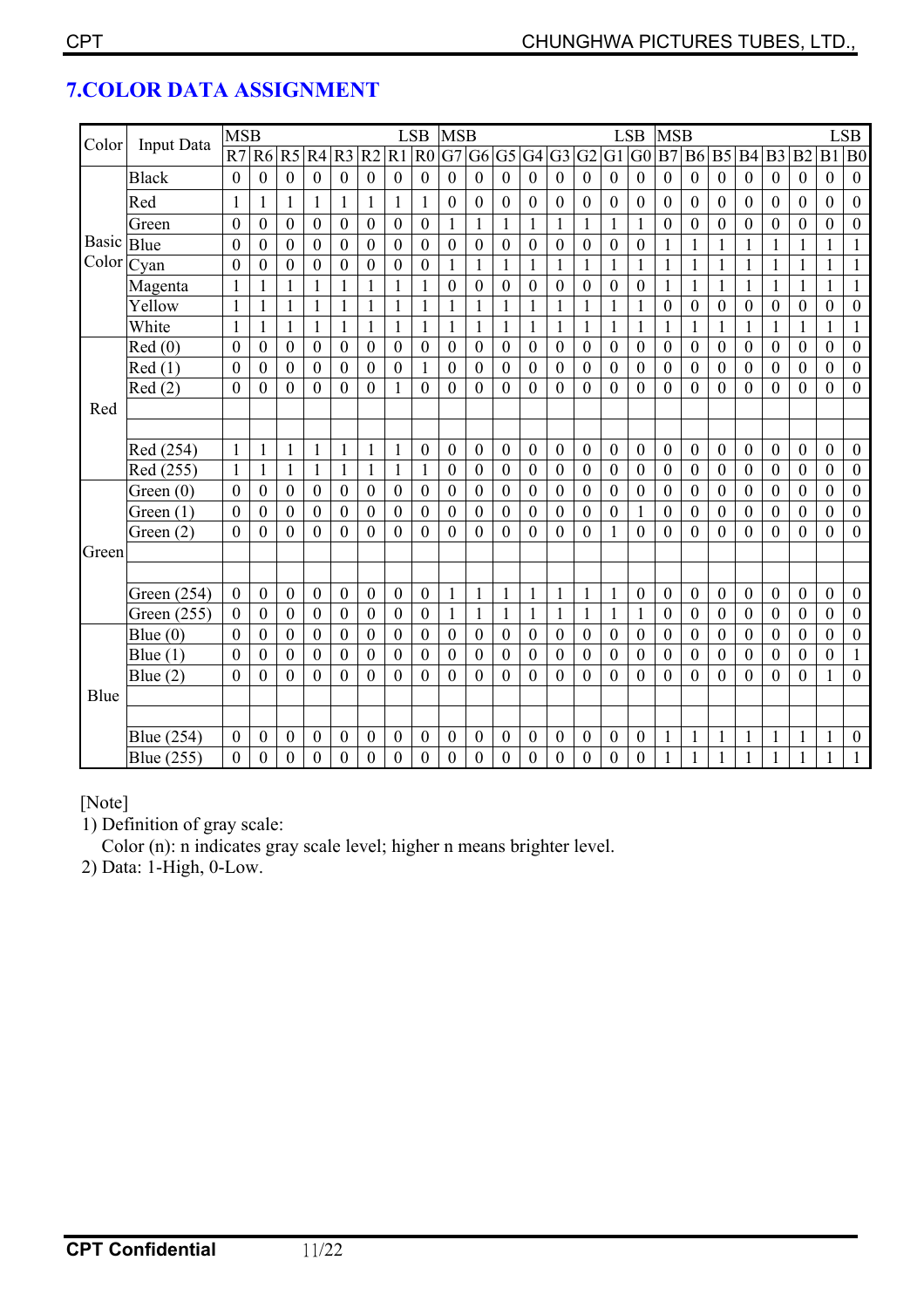## 7.COLOR DATA ASSIGNMENT

| Color | Input Data | MSB R7 | R6 | R5 | R4 | R3 | R2 | R1 | LSB R0 | MSB G7 | G6 | G5 | G4 | G3 | G2 | G1 | LSB G0 | MSB B7 | B6 | B5 | B4 | B3 | B2 | B1 | LSB B0 |
|---|---|---|---|---|---|---|---|---|---|---|---|---|---|---|---|---|---|---|---|---|---|---|---|---|---|
| Basic Color | Black | 0 | 0 | 0 | 0 | 0 | 0 | 0 | 0 | 0 | 0 | 0 | 0 | 0 | 0 | 0 | 0 | 0 | 0 | 0 | 0 | 0 | 0 | 0 | 0 |
| | Red | 1 | 1 | 1 | 1 | 1 | 1 | 1 | 1 | 0 | 0 | 0 | 0 | 0 | 0 | 0 | 0 | 0 | 0 | 0 | 0 | 0 | 0 | 0 | 0 |
| | Green | 0 | 0 | 0 | 0 | 0 | 0 | 0 | 0 | 1 | 1 | 1 | 1 | 1 | 1 | 1 | 1 | 0 | 0 | 0 | 0 | 0 | 0 | 0 | 0 |
| | Blue | 0 | 0 | 0 | 0 | 0 | 0 | 0 | 0 | 0 | 0 | 0 | 0 | 0 | 0 | 0 | 0 | 1 | 1 | 1 | 1 | 1 | 1 | 1 | 1 |
| | Cyan | 0 | 0 | 0 | 0 | 0 | 0 | 0 | 0 | 1 | 1 | 1 | 1 | 1 | 1 | 1 | 1 | 1 | 1 | 1 | 1 | 1 | 1 | 1 | 1 |
| | Magenta | 1 | 1 | 1 | 1 | 1 | 1 | 1 | 1 | 0 | 0 | 0 | 0 | 0 | 0 | 0 | 0 | 1 | 1 | 1 | 1 | 1 | 1 | 1 | 1 |
| | Yellow | 1 | 1 | 1 | 1 | 1 | 1 | 1 | 1 | 1 | 1 | 1 | 1 | 1 | 1 | 1 | 1 | 0 | 0 | 0 | 0 | 0 | 0 | 0 | 0 |
| | White | 1 | 1 | 1 | 1 | 1 | 1 | 1 | 1 | 1 | 1 | 1 | 1 | 1 | 1 | 1 | 1 | 1 | 1 | 1 | 1 | 1 | 1 | 1 | 1 |
| Red | Red (0) | 0 | 0 | 0 | 0 | 0 | 0 | 0 | 0 | 0 | 0 | 0 | 0 | 0 | 0 | 0 | 0 | 0 | 0 | 0 | 0 | 0 | 0 | 0 | 0 |
| | Red (1) | 0 | 0 | 0 | 0 | 0 | 0 | 0 | 1 | 0 | 0 | 0 | 0 | 0 | 0 | 0 | 0 | 0 | 0 | 0 | 0 | 0 | 0 | 0 | 0 |
| | Red (2) | 0 | 0 | 0 | 0 | 0 | 0 | 1 | 0 | 0 | 0 | 0 | 0 | 0 | 0 | 0 | 0 | 0 | 0 | 0 | 0 | 0 | 0 | 0 | 0 |
| | | | | | | | | | | | | | | | | | | | | | | | | | |
| | | | | | | | | | | | | | | | | | | | | | | | | | |
| | Red (254) | 1 | 1 | 1 | 1 | 1 | 1 | 1 | 0 | 0 | 0 | 0 | 0 | 0 | 0 | 0 | 0 | 0 | 0 | 0 | 0 | 0 | 0 | 0 | 0 |
| | Red (255) | 1 | 1 | 1 | 1 | 1 | 1 | 1 | 1 | 0 | 0 | 0 | 0 | 0 | 0 | 0 | 0 | 0 | 0 | 0 | 0 | 0 | 0 | 0 | 0 |
| Green | Green (0) | 0 | 0 | 0 | 0 | 0 | 0 | 0 | 0 | 0 | 0 | 0 | 0 | 0 | 0 | 0 | 0 | 0 | 0 | 0 | 0 | 0 | 0 | 0 | 0 |
| | Green (1) | 0 | 0 | 0 | 0 | 0 | 0 | 0 | 0 | 0 | 0 | 0 | 0 | 0 | 0 | 0 | 1 | 0 | 0 | 0 | 0 | 0 | 0 | 0 | 0 |
| | Green (2) | 0 | 0 | 0 | 0 | 0 | 0 | 0 | 0 | 0 | 0 | 0 | 0 | 0 | 0 | 1 | 0 | 0 | 0 | 0 | 0 | 0 | 0 | 0 | 0 |
| | | | | | | | | | | | | | | | | | | | | | | | | | |
| | | | | | | | | | | | | | | | | | | | | | | | | | |
| | Green (254) | 0 | 0 | 0 | 0 | 0 | 0 | 0 | 0 | 1 | 1 | 1 | 1 | 1 | 1 | 1 | 0 | 0 | 0 | 0 | 0 | 0 | 0 | 0 | 0 |
| | Green (255) | 0 | 0 | 0 | 0 | 0 | 0 | 0 | 0 | 1 | 1 | 1 | 1 | 1 | 1 | 1 | 1 | 0 | 0 | 0 | 0 | 0 | 0 | 0 | 0 |
| Blue | Blue (0) | 0 | 0 | 0 | 0 | 0 | 0 | 0 | 0 | 0 | 0 | 0 | 0 | 0 | 0 | 0 | 0 | 0 | 0 | 0 | 0 | 0 | 0 | 0 | 0 |
| | Blue (1) | 0 | 0 | 0 | 0 | 0 | 0 | 0 | 0 | 0 | 0 | 0 | 0 | 0 | 0 | 0 | 0 | 0 | 0 | 0 | 0 | 0 | 0 | 0 | 1 |
| | Blue (2) | 0 | 0 | 0 | 0 | 0 | 0 | 0 | 0 | 0 | 0 | 0 | 0 | 0 | 0 | 0 | 0 | 0 | 0 | 0 | 0 | 0 | 0 | 1 | 0 |
| | | | | | | | | | | | | | | | | | | | | | | | | | |
| | | | | | | | | | | | | | | | | | | | | | | | | | |
| | Blue (254) | 0 | 0 | 0 | 0 | 0 | 0 | 0 | 0 | 0 | 0 | 0 | 0 | 0 | 0 | 0 | 0 | 1 | 1 | 1 | 1 | 1 | 1 | 1 | 0 |
| | Blue (255) | 0 | 0 | 0 | 0 | 0 | 0 | 0 | 0 | 0 | 0 | 0 | 0 | 0 | 0 | 0 | 0 | 1 | 1 | 1 | 1 | 1 | 1 | 1 | 1 |

[Note]

1) Definition of gray scale:

   Color (n): n indicates gray scale level; higher n means brighter level.

2) Data: 1-High, 0-Low.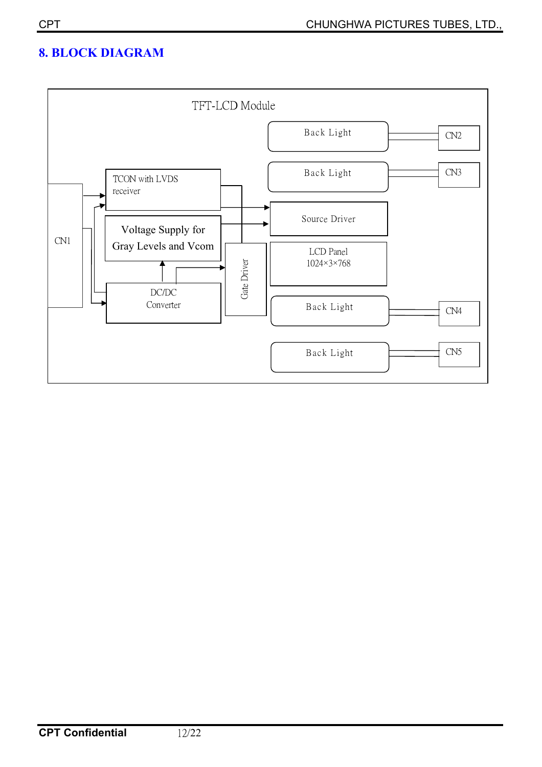## 8. BLOCK DIAGRAM

TFT-LCD Module

Back Light — CN2

Back Light — CN3

CN1

TCON with LVDS receiver

Source Driver

Voltage Supply for Gray Levels and Vcom

LCD Panel
1024×3×768

Gate Driver

DC/DC Converter

Back Light — CN4

Back Light — CN5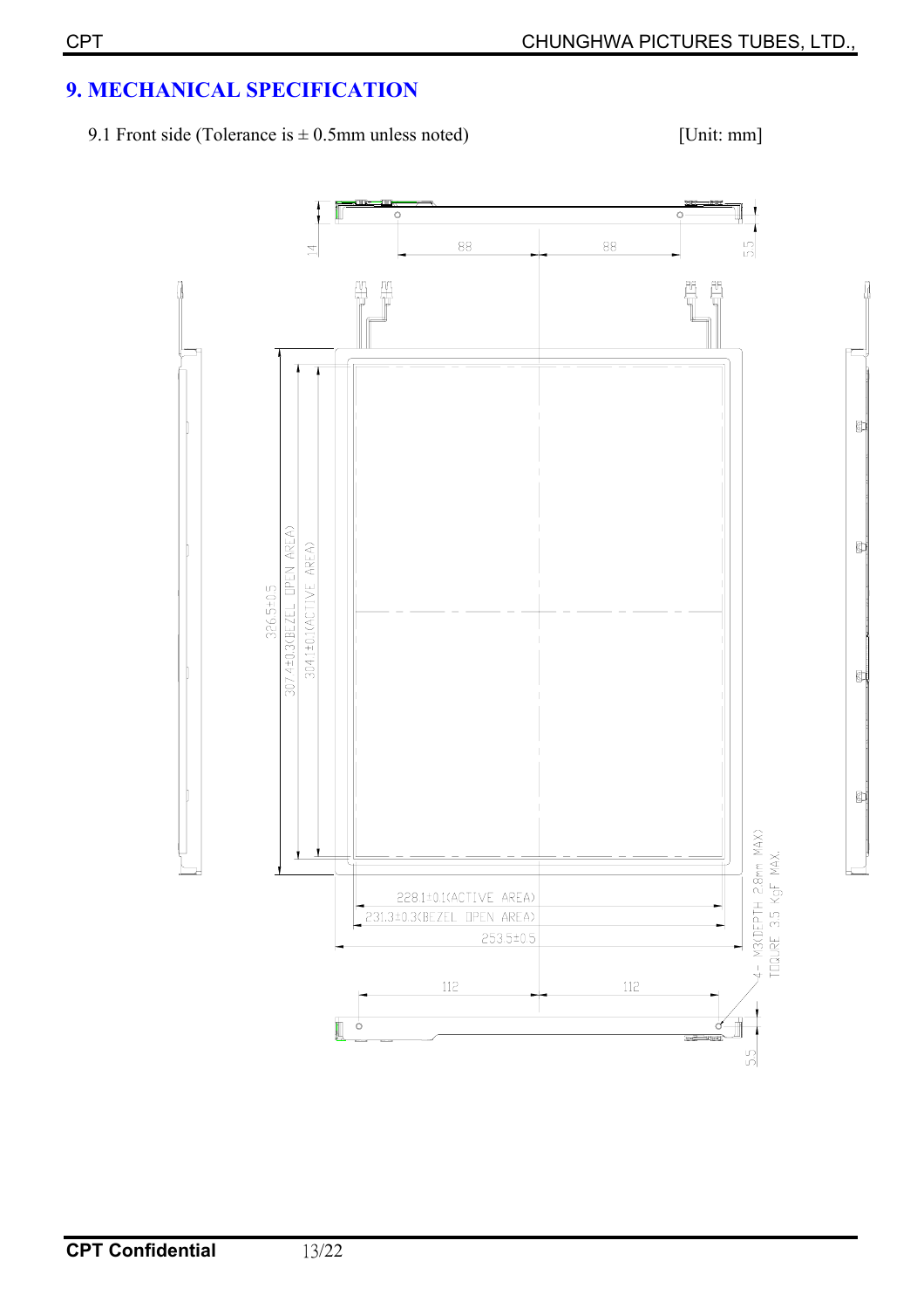## 9. MECHANICAL SPECIFICATION

9.1 Front side (Tolerance is ± 0.5mm unless noted) [Unit: mm]

14

88 88

5.5

326.5±0.5

307.4±0.3(BEZEL OPEN AREA)

304.1±0.1(ACTIVE AREA)

228.1±0.1(ACTIVE AREA)

231.3±0.3(BEZEL OPEN AREA)

253.5±0.5

112 112

5.5

4- M3(DEPTH 2.8mm MAX)
TOQURE 3.5 KgF MAX.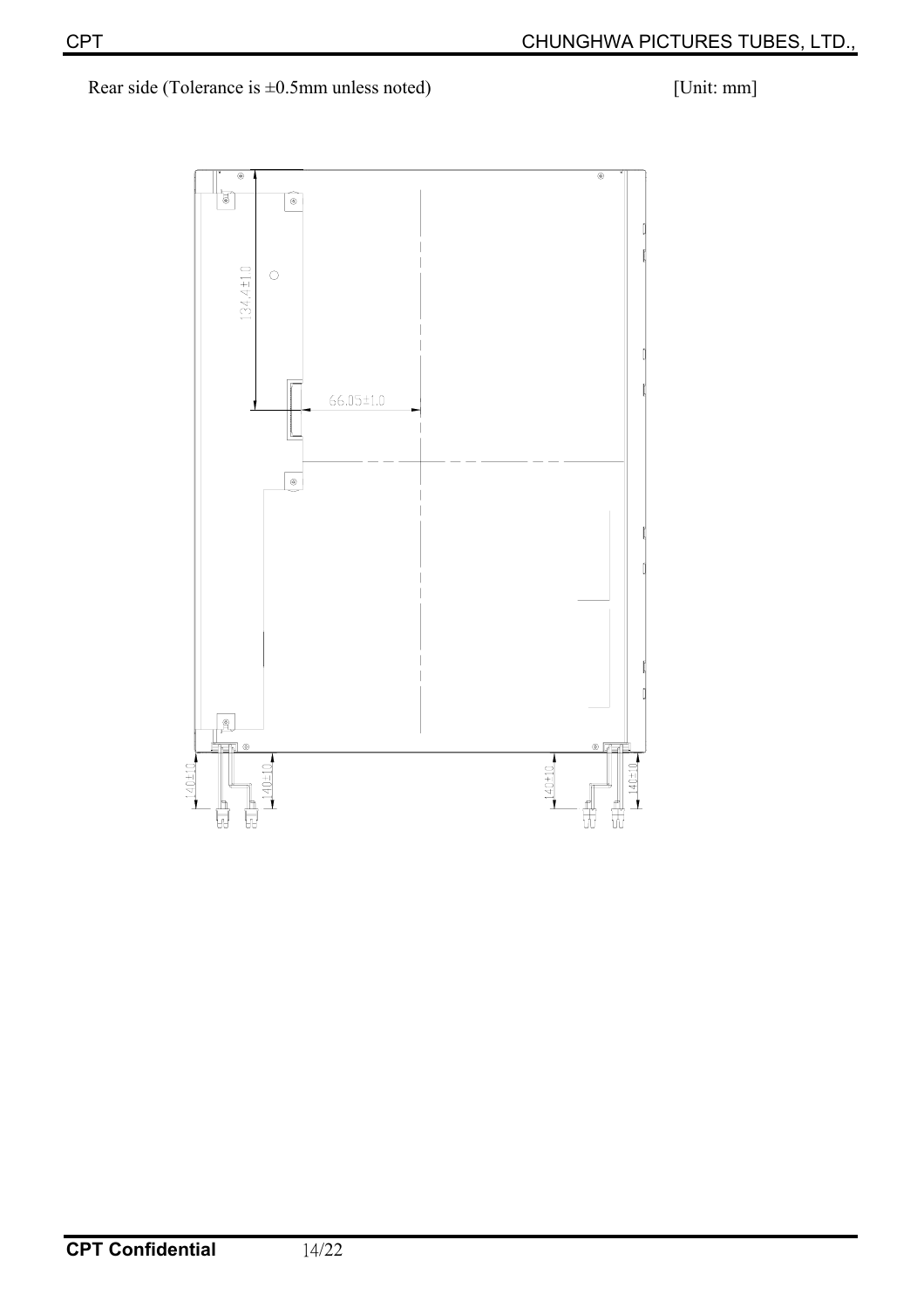Rear side (Tolerance is ±0.5mm unless noted) [Unit: mm]

134.4±1.0

66.05±1.0

140±10

140±10

140±10

140±10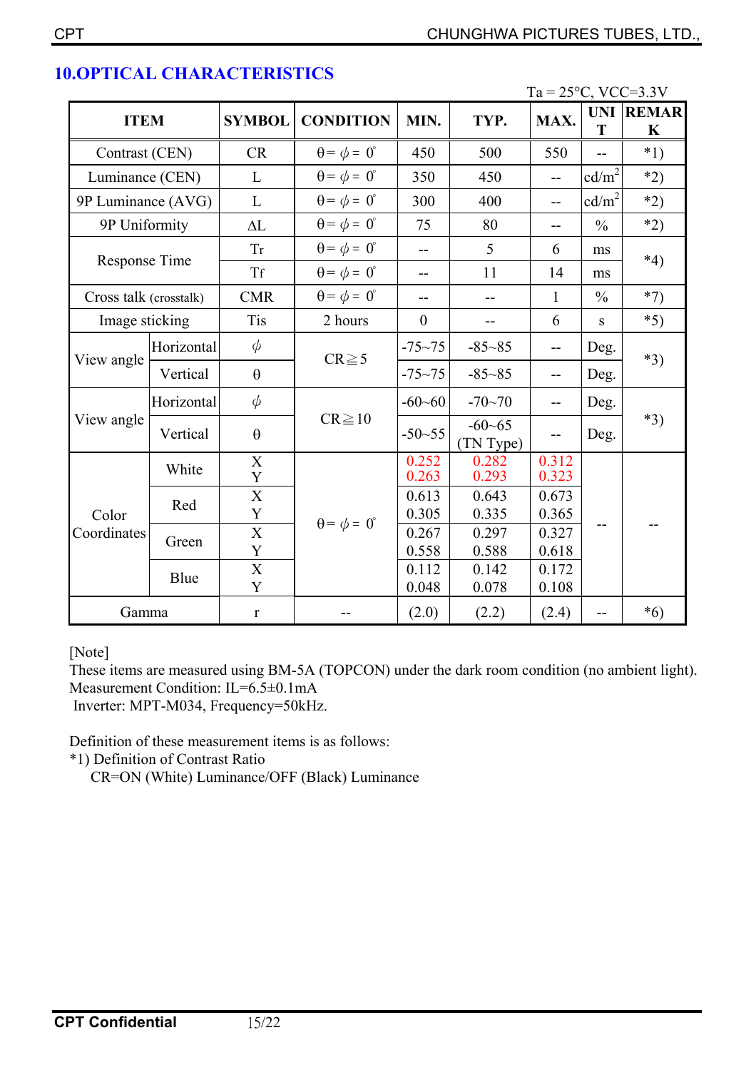## 10.OPTICAL CHARACTERISTICS

Ta = 25°C, VCC=3.3V

| ITEM | | SYMBOL | CONDITION | MIN. | TYP. | MAX. | UNIT | REMARK |
|---|---|---|---|---|---|---|---|---|
| Contrast (CEN) | | CR | θ= ϕ = 0° | 450 | 500 | 550 | -- | *1) |
| Luminance (CEN) | | L | θ= ϕ = 0° | 350 | 450 | -- | cd/m² | *2) |
| 9P Luminance (AVG) | | L | θ= ϕ = 0° | 300 | 400 | -- | cd/m² | *2) |
| 9P Uniformity | | ΔL | θ= ϕ = 0° | 75 | 80 | -- | % | *2) |
| Response Time | | Tr | θ= ϕ = 0° | -- | 5 | 6 | ms | *4) |
| | | Tf | θ= ϕ = 0° | -- | 11 | 14 | ms | |
| Cross talk (crosstalk) | | CMR | θ= ϕ = 0° | -- | -- | 1 | % | *7) |
| Image sticking | | Tis | 2 hours | 0 | -- | 6 | s | *5) |
| View angle | Horizontal | ϕ | CR≧5 | -75~75 | -85~85 | -- | Deg. | *3) |
| | Vertical | θ | | -75~75 | -85~85 | -- | Deg. | |
| View angle | Horizontal | ϕ | CR≧10 | -60~60 | -70~70 | -- | Deg. | *3) |
| | Vertical | θ | | -50~55 | -60~65 (TN Type) | -- | Deg. | |
| Color Coordinates | White | X | θ= ϕ = 0° | 0.252 | 0.282 | 0.312 | -- | -- |
| | | Y | | 0.263 | 0.293 | 0.323 | | |
| | Red | X | | 0.613 | 0.643 | 0.673 | | |
| | | Y | | 0.305 | 0.335 | 0.365 | | |
| | Green | X | | 0.267 | 0.297 | 0.327 | | |
| | | Y | | 0.558 | 0.588 | 0.618 | | |
| | Blue | X | | 0.112 | 0.142 | 0.172 | | |
| | | Y | | 0.048 | 0.078 | 0.108 | | |
| Gamma | | r | -- | (2.0) | (2.2) | (2.4) | -- | *6) |

[Note]
These items are measured using BM-5A (TOPCON) under the dark room condition (no ambient light).
Measurement Condition: IL=6.5±0.1mA
Inverter: MPT-M034, Frequency=50kHz.

Definition of these measurement items is as follows:

*1) Definition of Contrast Ratio
CR=ON (White) Luminance/OFF (Black) Luminance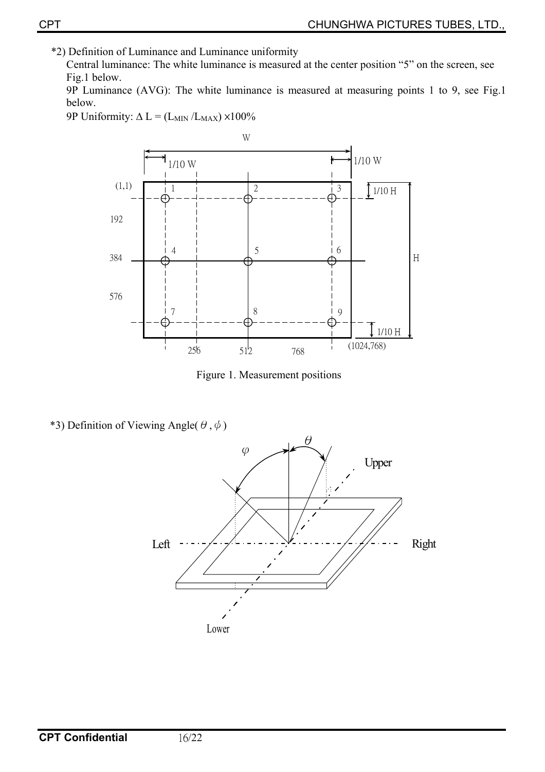*2) Definition of Luminance and Luminance uniformity

Central luminance: The white luminance is measured at the center position "5" on the screen, see Fig.1 below.

9P Luminance (AVG): The white luminance is measured at measuring points 1 to 9, see Fig.1 below.

9P Uniformity: $\Delta L = (L_{MIN} / L_{MAX}) \times 100\%$

Figure 1. Measurement positions

*3) Definition of Viewing Angle( $\theta$ , $\phi$ )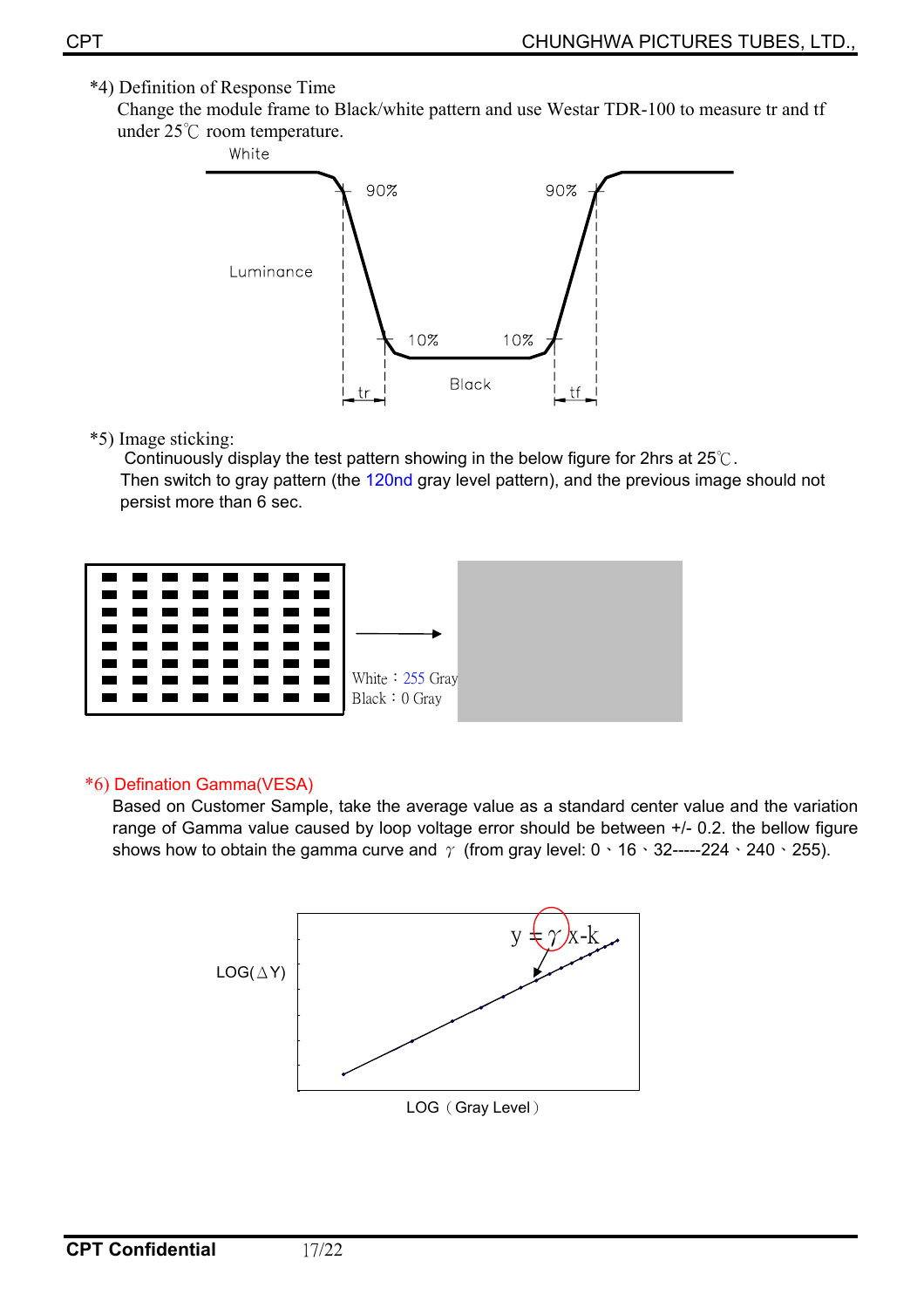*4) Definition of Response Time

Change the module frame to Black/white pattern and use Westar TDR-100 to measure tr and tf under 25℃ room temperature.

White

90%

90%

Luminance

10%

10%

Black

tr

tf

*5) Image sticking:

Continuously display the test pattern showing in the below figure for 2hrs at 25℃.
Then switch to gray pattern (the 120nd gray level pattern), and the previous image should not persist more than 6 sec.

White：255 Gray
Black：0 Gray

*6) Defination Gamma(VESA)

Based on Customer Sample, take the average value as a standard center value and the variation range of Gamma value caused by loop voltage error should be between +/- 0.2. the bellow figure shows how to obtain the gamma curve and $\gamma$ (from gray level: 0、16、32-----224、240、255).

$y = \gamma x - k$

LOG(△Y)

LOG（Gray Level）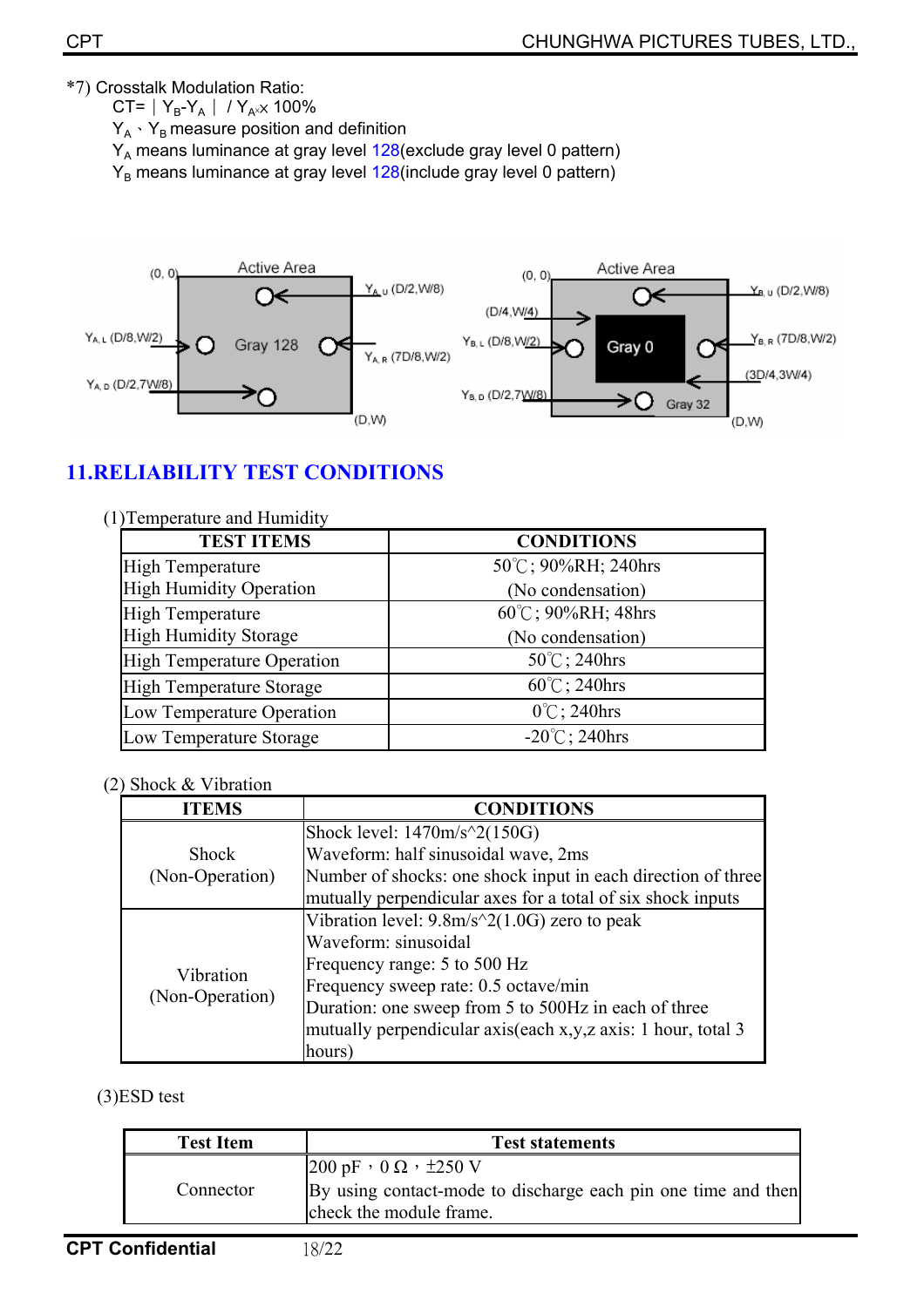*7) Crosstalk Modulation Ratio:

CT= $|Y_B - Y_A| / Y_A \times 100\%$

$Y_A$、$Y_B$ measure position and definition

$Y_A$ means luminance at gray level 128(exclude gray level 0 pattern)

$Y_B$ means luminance at gray level 128(include gray level 0 pattern)

## 11.RELIABILITY TEST CONDITIONS

(1)Temperature and Humidity

| TEST ITEMS | CONDITIONS |
|---|---|
| High Temperature High Humidity Operation | 50℃; 90%RH; 240hrs (No condensation) |
| High Temperature High Humidity Storage | 60℃; 90%RH; 48hrs (No condensation) |
| High Temperature Operation | 50℃; 240hrs |
| High Temperature Storage | 60℃; 240hrs |
| Low Temperature Operation | 0℃; 240hrs |
| Low Temperature Storage | -20℃; 240hrs |

(2) Shock & Vibration

| ITEMS | CONDITIONS |
|---|---|
| Shock (Non-Operation) | Shock level: 1470m/s^2(150G)<br>Waveform: half sinusoidal wave, 2ms<br>Number of shocks: one shock input in each direction of three mutually perpendicular axes for a total of six shock inputs |
| Vibration (Non-Operation) | Vibration level: 9.8m/s^2(1.0G) zero to peak<br>Waveform: sinusoidal<br>Frequency range: 5 to 500 Hz<br>Frequency sweep rate: 0.5 octave/min<br>Duration: one sweep from 5 to 500Hz in each of three mutually perpendicular axis(each x,y,z axis: 1 hour, total 3 hours) |

(3)ESD test

| Test Item | Test statements |
|---|---|
| Connector | 200 pF，0 Ω，±250 V<br>By using contact-mode to discharge each pin one time and then check the module frame. |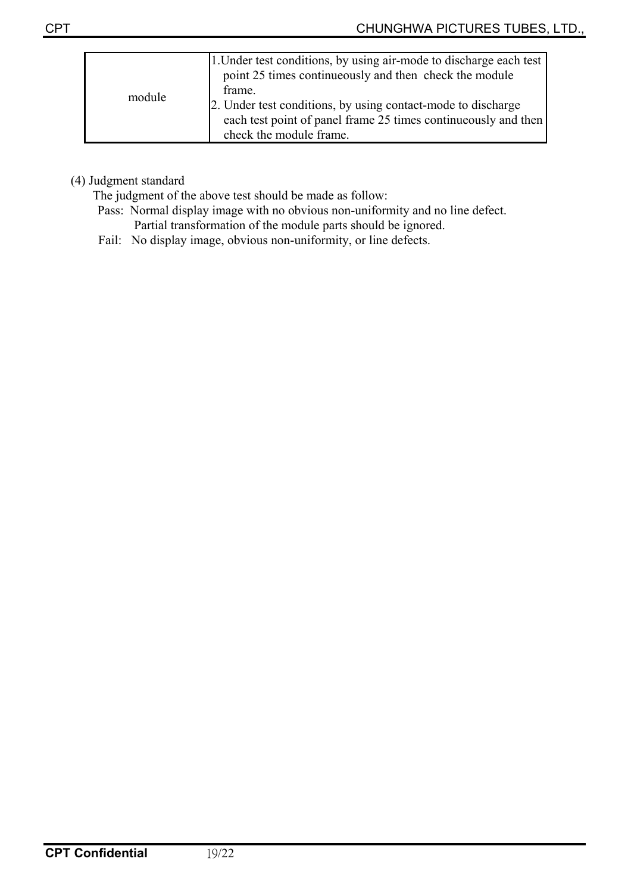| | |
|---|---|
| module | 1.Under test conditions, by using air-mode to discharge each test point 25 times continueously and then check the module frame.<br>2. Under test conditions, by using contact-mode to discharge each test point of panel frame 25 times continueously and then check the module frame. |

(4) Judgment standard

The judgment of the above test should be made as follow:

Pass: Normal display image with no obvious non-uniformity and no line defect.
Partial transformation of the module parts should be ignored.

Fail: No display image, obvious non-uniformity, or line defects.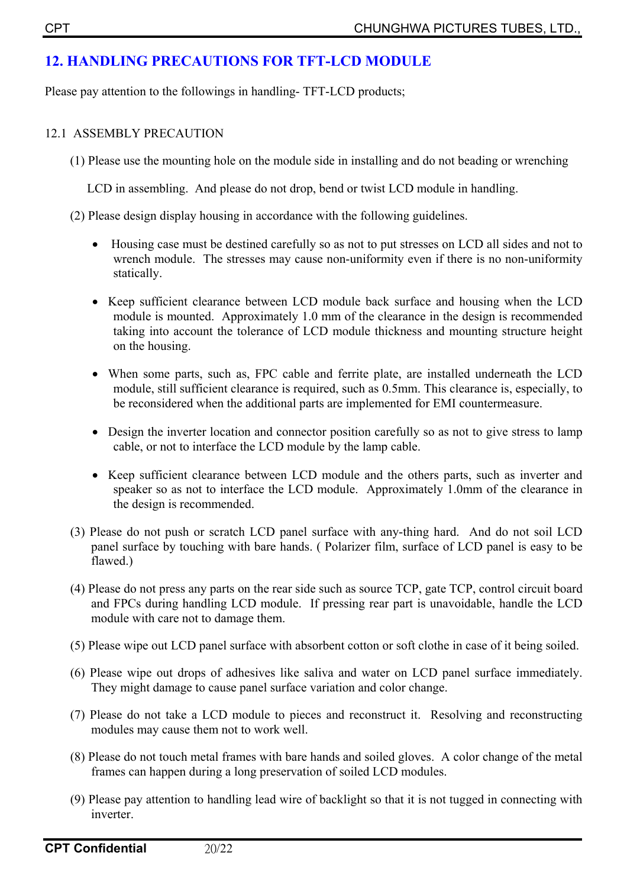## 12. HANDLING PRECAUTIONS FOR TFT-LCD MODULE

Please pay attention to the followings in handling- TFT-LCD products;

### 12.1 ASSEMBLY PRECAUTION

(1) Please use the mounting hole on the module side in installing and do not beading or wrenching LCD in assembling. And please do not drop, bend or twist LCD module in handling.

(2) Please design display housing in accordance with the following guidelines.

- Housing case must be destined carefully so as not to put stresses on LCD all sides and not to wrench module. The stresses may cause non-uniformity even if there is no non-uniformity statically.
- Keep sufficient clearance between LCD module back surface and housing when the LCD module is mounted. Approximately 1.0 mm of the clearance in the design is recommended taking into account the tolerance of LCD module thickness and mounting structure height on the housing.
- When some parts, such as, FPC cable and ferrite plate, are installed underneath the LCD module, still sufficient clearance is required, such as 0.5mm. This clearance is, especially, to be reconsidered when the additional parts are implemented for EMI countermeasure.
- Design the inverter location and connector position carefully so as not to give stress to lamp cable, or not to interface the LCD module by the lamp cable.
- Keep sufficient clearance between LCD module and the others parts, such as inverter and speaker so as not to interface the LCD module. Approximately 1.0mm of the clearance in the design is recommended.

(3) Please do not push or scratch LCD panel surface with any-thing hard. And do not soil LCD panel surface by touching with bare hands. ( Polarizer film, surface of LCD panel is easy to be flawed.)

(4) Please do not press any parts on the rear side such as source TCP, gate TCP, control circuit board and FPCs during handling LCD module. If pressing rear part is unavoidable, handle the LCD module with care not to damage them.

(5) Please wipe out LCD panel surface with absorbent cotton or soft clothe in case of it being soiled.

(6) Please wipe out drops of adhesives like saliva and water on LCD panel surface immediately. They might damage to cause panel surface variation and color change.

(7) Please do not take a LCD module to pieces and reconstruct it. Resolving and reconstructing modules may cause them not to work well.

(8) Please do not touch metal frames with bare hands and soiled gloves. A color change of the metal frames can happen during a long preservation of soiled LCD modules.

(9) Please pay attention to handling lead wire of backlight so that it is not tugged in connecting with inverter.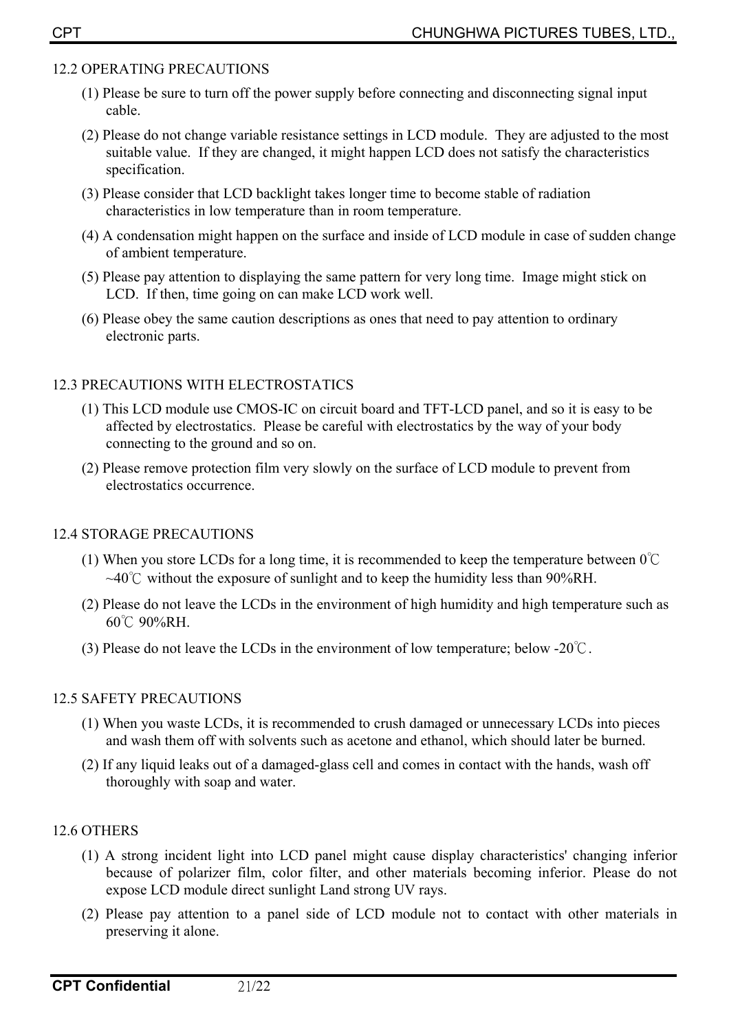## 12.2 OPERATING PRECAUTIONS

(1) Please be sure to turn off the power supply before connecting and disconnecting signal input cable.

(2) Please do not change variable resistance settings in LCD module. They are adjusted to the most suitable value. If they are changed, it might happen LCD does not satisfy the characteristics specification.

(3) Please consider that LCD backlight takes longer time to become stable of radiation characteristics in low temperature than in room temperature.

(4) A condensation might happen on the surface and inside of LCD module in case of sudden change of ambient temperature.

(5) Please pay attention to displaying the same pattern for very long time. Image might stick on LCD. If then, time going on can make LCD work well.

(6) Please obey the same caution descriptions as ones that need to pay attention to ordinary electronic parts.

## 12.3 PRECAUTIONS WITH ELECTROSTATICS

(1) This LCD module use CMOS-IC on circuit board and TFT-LCD panel, and so it is easy to be affected by electrostatics. Please be careful with electrostatics by the way of your body connecting to the ground and so on.

(2) Please remove protection film very slowly on the surface of LCD module to prevent from electrostatics occurrence.

## 12.4 STORAGE PRECAUTIONS

(1) When you store LCDs for a long time, it is recommended to keep the temperature between 0℃ ~40℃ without the exposure of sunlight and to keep the humidity less than 90%RH.

(2) Please do not leave the LCDs in the environment of high humidity and high temperature such as 60℃ 90%RH.

(3) Please do not leave the LCDs in the environment of low temperature; below -20℃.

## 12.5 SAFETY PRECAUTIONS

(1) When you waste LCDs, it is recommended to crush damaged or unnecessary LCDs into pieces and wash them off with solvents such as acetone and ethanol, which should later be burned.

(2) If any liquid leaks out of a damaged-glass cell and comes in contact with the hands, wash off thoroughly with soap and water.

## 12.6 OTHERS

(1) A strong incident light into LCD panel might cause display characteristics' changing inferior because of polarizer film, color filter, and other materials becoming inferior. Please do not expose LCD module direct sunlight Land strong UV rays.

(2) Please pay attention to a panel side of LCD module not to contact with other materials in preserving it alone.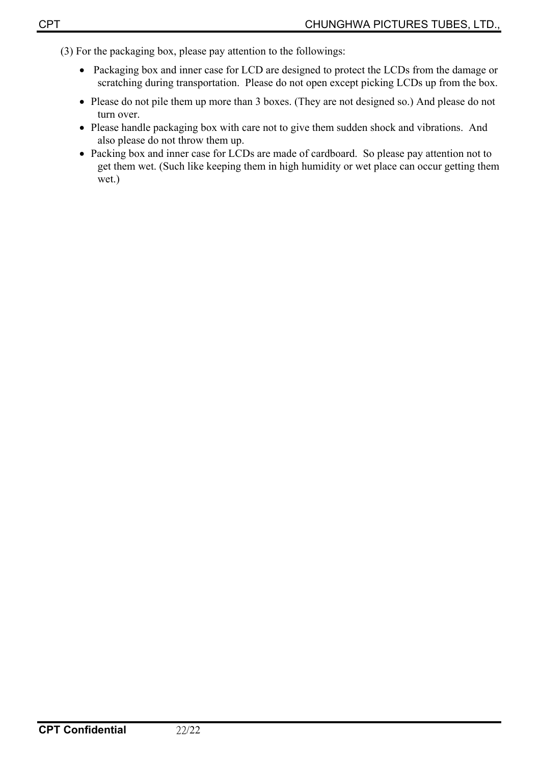(3) For the packaging box, please pay attention to the followings:

- Packaging box and inner case for LCD are designed to protect the LCDs from the damage or scratching during transportation. Please do not open except picking LCDs up from the box.
- Please do not pile them up more than 3 boxes. (They are not designed so.) And please do not turn over.
- Please handle packaging box with care not to give them sudden shock and vibrations. And also please do not throw them up.
- Packing box and inner case for LCDs are made of cardboard. So please pay attention not to get them wet. (Such like keeping them in high humidity or wet place can occur getting them wet.)